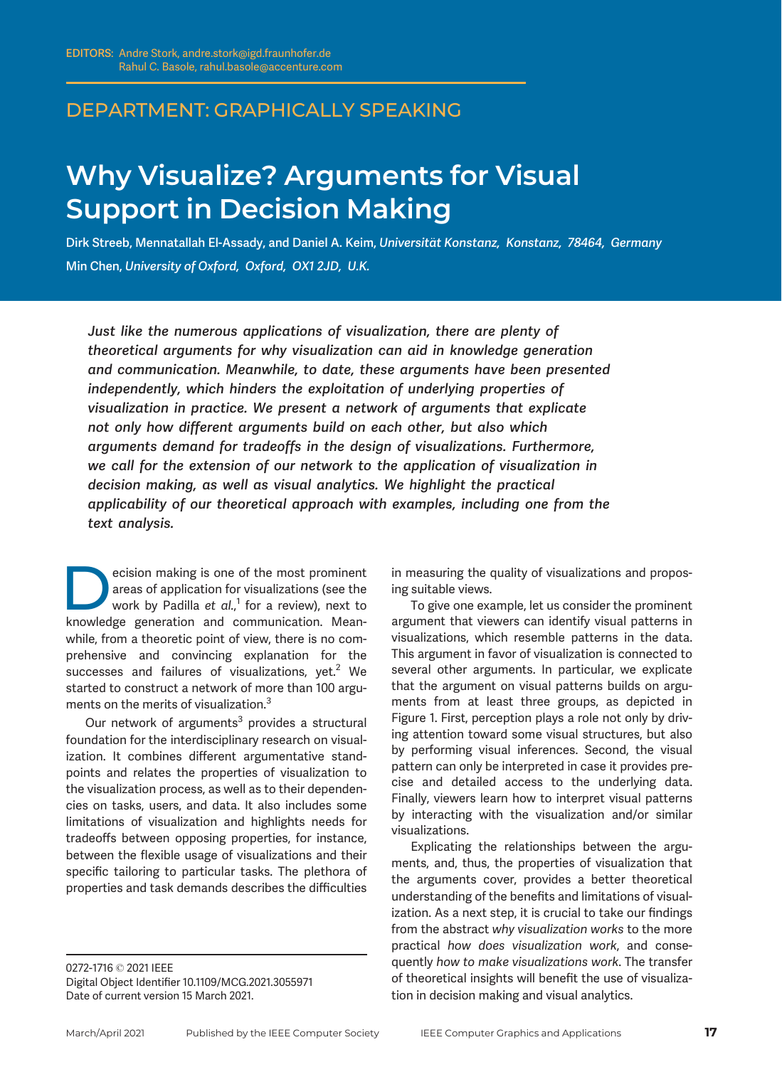EDITORS: Andre Stork, andre.stork@igd.fraunhofer.de
Rahul C. Basole, rahul.basole@accenture.com

DEPARTMENT: GRAPHICALLY SPEAKING

# Why Visualize? Arguments for Visual Support in Decision Making

Dirk Streeb, Mennatallah El-Assady, and Daniel A. Keim, *Universität Konstanz, Konstanz, 78464, Germany*

Min Chen, *University of Oxford, Oxford, OX1 2JD, U.K.*

***Just like the numerous applications of visualization, there are plenty of theoretical arguments for why visualization can aid in knowledge generation and communication. Meanwhile, to date, these arguments have been presented independently, which hinders the exploitation of underlying properties of visualization in practice. We present a network of arguments that explicate not only how different arguments build on each other, but also which arguments demand for tradeoffs in the design of visualizations. Furthermore, we call for the extension of our network to the application of visualization in decision making, as well as visual analytics. We highlight the practical applicability of our theoretical approach with examples, including one from the text analysis.***

Decision making is one of the most prominent areas of application for visualizations (see the work by Padilla *et al.*,[1] for a review), next to knowledge generation and communication. Meanwhile, from a theoretic point of view, there is no comprehensive and convincing explanation for the successes and failures of visualizations, yet.[2] We started to construct a network of more than 100 arguments on the merits of visualization.[3]

Our network of arguments[3] provides a structural foundation for the interdisciplinary research on visualization. It combines different argumentative standpoints and relates the properties of visualization to the visualization process, as well as to their dependencies on tasks, users, and data. It also includes some limitations of visualization and highlights needs for tradeoffs between opposing properties, for instance, between the flexible usage of visualizations and their specific tailoring to particular tasks. The plethora of properties and task demands describes the difficulties in measuring the quality of visualizations and proposing suitable views.

To give one example, let us consider the prominent argument that viewers can identify visual patterns in visualizations, which resemble patterns in the data. This argument in favor of visualization is connected to several other arguments. In particular, we explicate that the argument on visual patterns builds on arguments from at least three groups, as depicted in Figure 1. First, perception plays a role not only by driving attention toward some visual structures, but also by performing visual inferences. Second, the visual pattern can only be interpreted in case it provides precise and detailed access to the underlying data. Finally, viewers learn how to interpret visual patterns by interacting with the visualization and/or similar visualizations.

Explicating the relationships between the arguments, and, thus, the properties of visualization that the arguments cover, provides a better theoretical understanding of the benefits and limitations of visualization. As a next step, it is crucial to take our findings from the abstract *why visualization works* to the more practical *how does visualization work*, and consequently *how to make visualizations work*. The transfer of theoretical insights will benefit the use of visualization in decision making and visual analytics.

0272-1716 © 2021 IEEE
Digital Object Identifier 10.1109/MCG.2021.3055971
Date of current version 15 March 2021.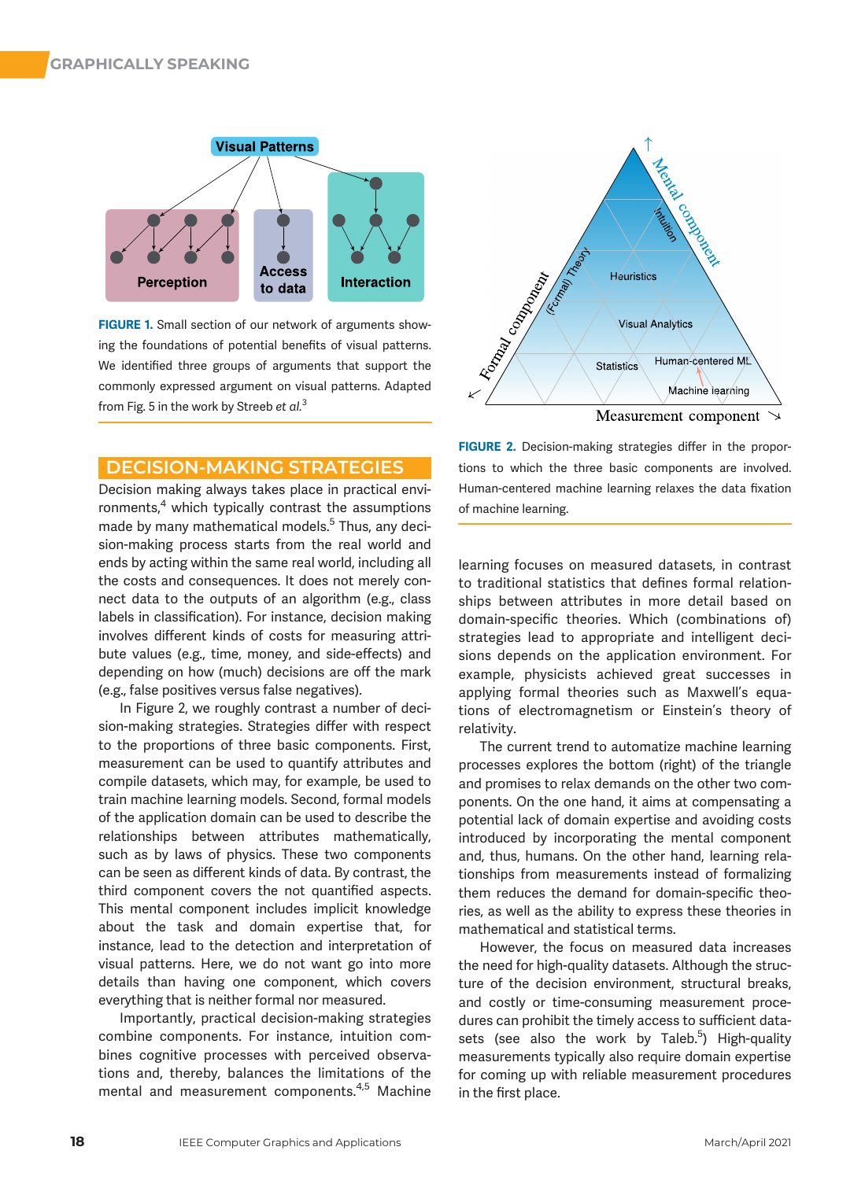**FIGURE 1.** Small section of our network of arguments showing the foundations of potential benefits of visual patterns. We identified three groups of arguments that support the commonly expressed argument on visual patterns. Adapted from Fig. 5 in the work by Streeb *et al.*[3]

**FIGURE 2.** Decision-making strategies differ in the proportions to which the three basic components are involved. Human-centered machine learning relaxes the data fixation of machine learning.

## DECISION-MAKING STRATEGIES

Decision making always takes place in practical environments,[4] which typically contrast the assumptions made by many mathematical models.[5] Thus, any decision-making process starts from the real world and ends by acting within the same real world, including all the costs and consequences. It does not merely connect data to the outputs of an algorithm (e.g., class labels in classification). For instance, decision making involves different kinds of costs for measuring attribute values (e.g., time, money, and side-effects) and depending on how (much) decisions are off the mark (e.g., false positives versus false negatives).

In Figure 2, we roughly contrast a number of decision-making strategies. Strategies differ with respect to the proportions of three basic components. First, measurement can be used to quantify attributes and compile datasets, which may, for example, be used to train machine learning models. Second, formal models of the application domain can be used to describe the relationships between attributes mathematically, such as by laws of physics. These two components can be seen as different kinds of data. By contrast, the third component covers the not quantified aspects. This mental component includes implicit knowledge about the task and domain expertise that, for instance, lead to the detection and interpretation of visual patterns. Here, we do not want go into more details than having one component, which covers everything that is neither formal nor measured.

Importantly, practical decision-making strategies combine components. For instance, intuition combines cognitive processes with perceived observations and, thereby, balances the limitations of the mental and measurement components.[4,5] Machine learning focuses on measured datasets, in contrast to traditional statistics that defines formal relationships between attributes in more detail based on domain-specific theories. Which (combinations of) strategies lead to appropriate and intelligent decisions depends on the application environment. For example, physicists achieved great successes in applying formal theories such as Maxwell's equations of electromagnetism or Einstein's theory of relativity.

The current trend to automatize machine learning processes explores the bottom (right) of the triangle and promises to relax demands on the other two components. On the one hand, it aims at compensating a potential lack of domain expertise and avoiding costs introduced by incorporating the mental component and, thus, humans. On the other hand, learning relationships from measurements instead of formalizing them reduces the demand for domain-specific theories, as well as the ability to express these theories in mathematical and statistical terms.

However, the focus on measured data increases the need for high-quality datasets. Although the structure of the decision environment, structural breaks, and costly or time-consuming measurement procedures can prohibit the timely access to sufficient datasets (see also the work by Taleb.[5]) High-quality measurements typically also require domain expertise for coming up with reliable measurement procedures in the first place.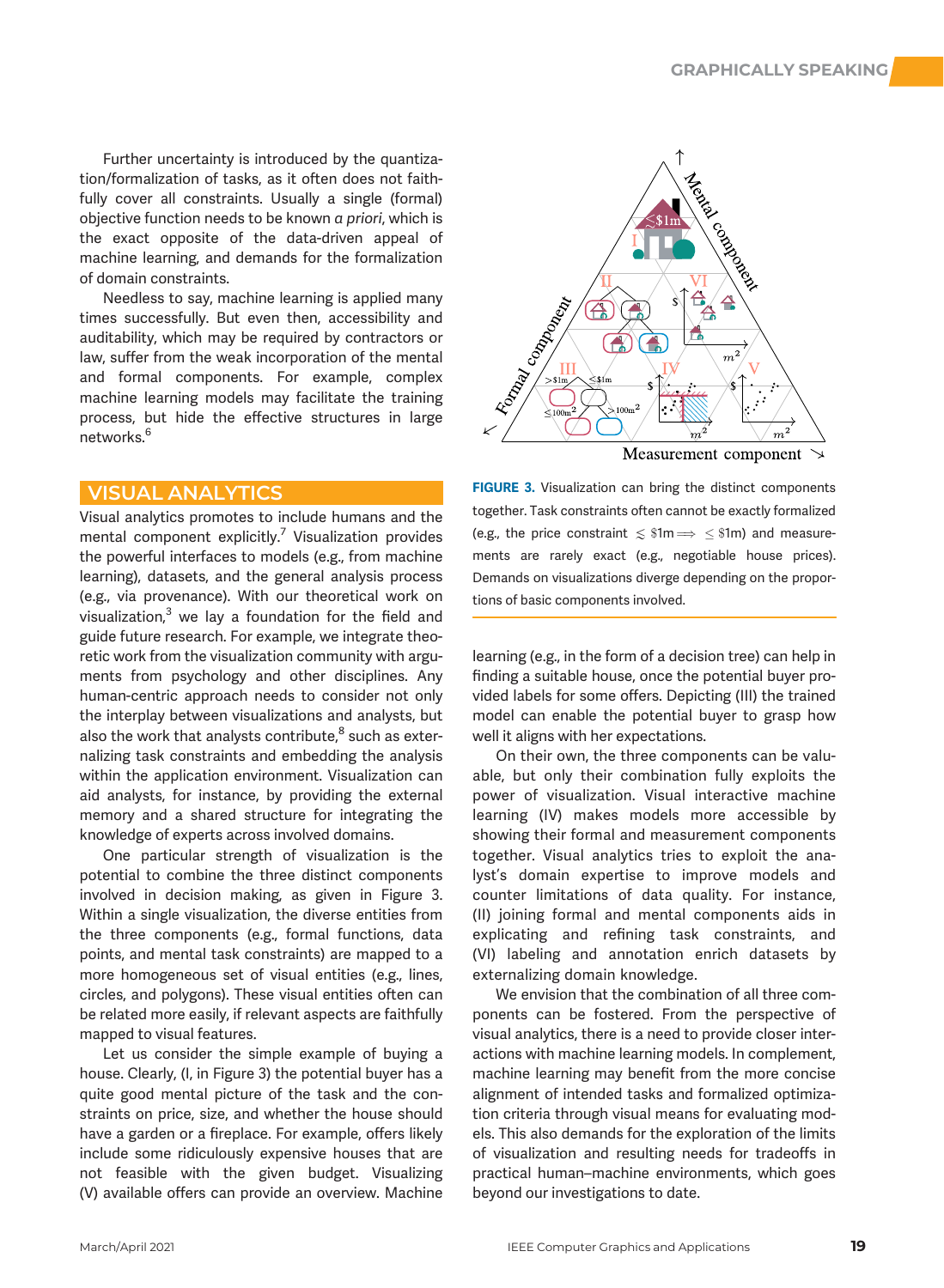Further uncertainty is introduced by the quantization/formalization of tasks, as it often does not faithfully cover all constraints. Usually a single (formal) objective function needs to be known *a priori*, which is the exact opposite of the data-driven appeal of machine learning, and demands for the formalization of domain constraints.

Needless to say, machine learning is applied many times successfully. But even then, accessibility and auditability, which may be required by contractors or law, suffer from the weak incorporation of the mental and formal components. For example, complex machine learning models may facilitate the training process, but hide the effective structures in large networks.[6]

## VISUAL ANALYTICS

Visual analytics promotes to include humans and the mental component explicitly.[7] Visualization provides the powerful interfaces to models (e.g., from machine learning), datasets, and the general analysis process (e.g., via provenance). With our theoretical work on visualization,[3] we lay a foundation for the field and guide future research. For example, we integrate theoretic work from the visualization community with arguments from psychology and other disciplines. Any human-centric approach needs to consider not only the interplay between visualizations and analysts, but also the work that analysts contribute,[8] such as externalizing task constraints and embedding the analysis within the application environment. Visualization can aid analysts, for instance, by providing the external memory and a shared structure for integrating the knowledge of experts across involved domains.

One particular strength of visualization is the potential to combine the three distinct components involved in decision making, as given in Figure 3. Within a single visualization, the diverse entities from the three components (e.g., formal functions, data points, and mental task constraints) are mapped to a more homogeneous set of visual entities (e.g., lines, circles, and polygons). These visual entities often can be related more easily, if relevant aspects are faithfully mapped to visual features.

Let us consider the simple example of buying a house. Clearly, (I, in Figure 3) the potential buyer has a quite good mental picture of the task and the constraints on price, size, and whether the house should have a garden or a fireplace. For example, offers likely include some ridiculously expensive houses that are not feasible with the given budget. Visualizing (V) available offers can provide an overview. Machine learning (e.g., in the form of a decision tree) can help in finding a suitable house, once the potential buyer provided labels for some offers. Depicting (III) the trained model can enable the potential buyer to grasp how well it aligns with her expectations.

**FIGURE 3.** Visualization can bring the distinct components together. Task constraints often cannot be exactly formalized (e.g., the price constraint $\lesssim$ \$1m $\Longrightarrow$ $\leq$ \$1m) and measurements are rarely exact (e.g., negotiable house prices). Demands on visualizations diverge depending on the proportions of basic components involved.

On their own, the three components can be valuable, but only their combination fully exploits the power of visualization. Visual interactive machine learning (IV) makes models more accessible by showing their formal and measurement components together. Visual analytics tries to exploit the analyst's domain expertise to improve models and counter limitations of data quality. For instance, (II) joining formal and mental components aids in explicating and refining task constraints, and (VI) labeling and annotation enrich datasets by externalizing domain knowledge.

We envision that the combination of all three components can be fostered. From the perspective of visual analytics, there is a need to provide closer interactions with machine learning models. In complement, machine learning may benefit from the more concise alignment of intended tasks and formalized optimization criteria through visual means for evaluating models. This also demands for the exploration of the limits of visualization and resulting needs for tradeoffs in practical human–machine environments, which goes beyond our investigations to date.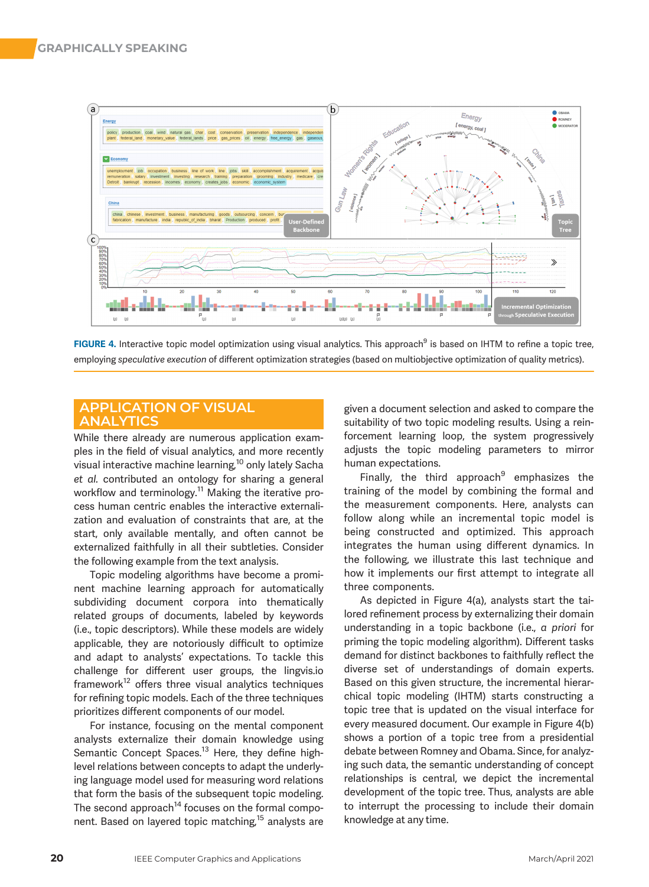**FIGURE 4.** Interactive topic model optimization using visual analytics. This approach[9] is based on IHTM to refine a topic tree, employing *speculative execution* of different optimization strategies (based on multiobjective optimization of quality metrics).

## APPLICATION OF VISUAL ANALYTICS

While there already are numerous application examples in the field of visual analytics, and more recently visual interactive machine learning,[10] only lately Sacha *et al.* contributed an ontology for sharing a general workflow and terminology.[11] Making the iterative process human centric enables the interactive externalization and evaluation of constraints that are, at the start, only available mentally, and often cannot be externalized faithfully in all their subtleties. Consider the following example from the text analysis.

Topic modeling algorithms have become a prominent machine learning approach for automatically subdividing document corpora into thematically related groups of documents, labeled by keywords (i.e., topic descriptors). While these models are widely applicable, they are notoriously difficult to optimize and adapt to analysts' expectations. To tackle this challenge for different user groups, the lingvis.io framework[12] offers three visual analytics techniques for refining topic models. Each of the three techniques prioritizes different components of our model.

For instance, focusing on the mental component analysts externalize their domain knowledge using Semantic Concept Spaces.[13] Here, they define high-level relations between concepts to adapt the underlying language model used for measuring word relations that form the basis of the subsequent topic modeling. The second approach[14] focuses on the formal component. Based on layered topic matching,[15] analysts are given a document selection and asked to compare the suitability of two topic modeling results. Using a reinforcement learning loop, the system progressively adjusts the topic modeling parameters to mirror human expectations.

Finally, the third approach[9] emphasizes the training of the model by combining the formal and the measurement components. Here, analysts can follow along while an incremental topic model is being constructed and optimized. This approach integrates the human using different dynamics. In the following, we illustrate this last technique and how it implements our first attempt to integrate all three components.

As depicted in Figure 4(a), analysts start the tailored refinement process by externalizing their domain understanding in a topic backbone (i.e., *a priori* for priming the topic modeling algorithm). Different tasks demand for distinct backbones to faithfully reflect the diverse set of understandings of domain experts. Based on this given structure, the incremental hierarchical topic modeling (IHTM) starts constructing a topic tree that is updated on the visual interface for every measured document. Our example in Figure 4(b) shows a portion of a topic tree from a presidential debate between Romney and Obama. Since, for analyzing such data, the semantic understanding of concept relationships is central, we depict the incremental development of the topic tree. Thus, analysts are able to interrupt the processing to include their domain knowledge at any time.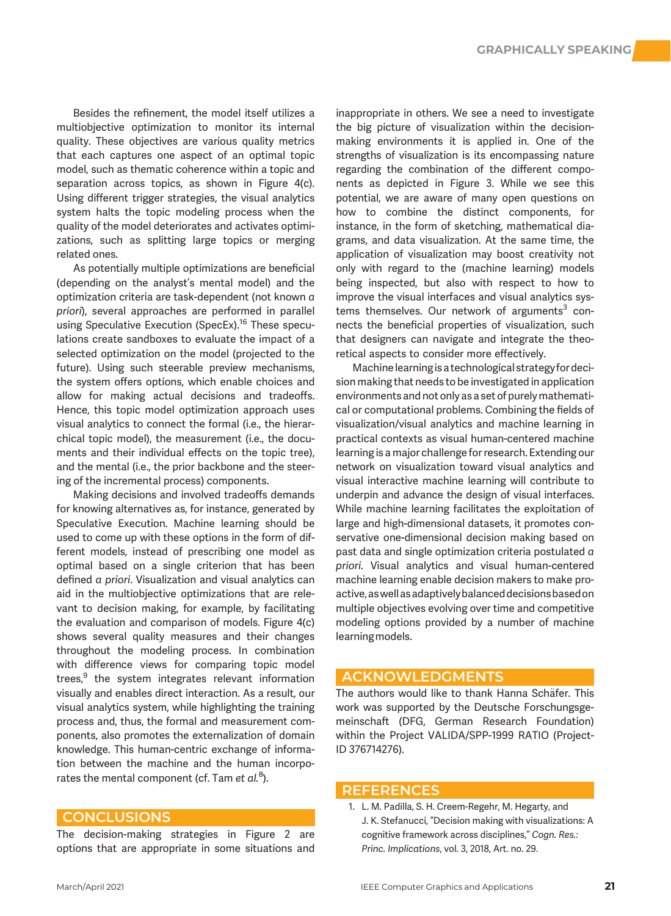Besides the refinement, the model itself utilizes a multiobjective optimization to monitor its internal quality. These objectives are various quality metrics that each captures one aspect of an optimal topic model, such as thematic coherence within a topic and separation across topics, as shown in Figure 4(c). Using different trigger strategies, the visual analytics system halts the topic modeling process when the quality of the model deteriorates and activates optimizations, such as splitting large topics or merging related ones.

As potentially multiple optimizations are beneficial (depending on the analyst's mental model) and the optimization criteria are task-dependent (not known *a priori*), several approaches are performed in parallel using Speculative Execution (SpecEx).[16] These speculations create sandboxes to evaluate the impact of a selected optimization on the model (projected to the future). Using such steerable preview mechanisms, the system offers options, which enable choices and allow for making actual decisions and tradeoffs. Hence, this topic model optimization approach uses visual analytics to connect the formal (i.e., the hierarchical topic model), the measurement (i.e., the documents and their individual effects on the topic tree), and the mental (i.e., the prior backbone and the steering of the incremental process) components.

Making decisions and involved tradeoffs demands for knowing alternatives as, for instance, generated by Speculative Execution. Machine learning should be used to come up with these options in the form of different models, instead of prescribing one model as optimal based on a single criterion that has been defined *a priori*. Visualization and visual analytics can aid in the multiobjective optimizations that are relevant to decision making, for example, by facilitating the evaluation and comparison of models. Figure 4(c) shows several quality measures and their changes throughout the modeling process. In combination with difference views for comparing topic model trees,[9] the system integrates relevant information visually and enables direct interaction. As a result, our visual analytics system, while highlighting the training process and, thus, the formal and measurement components, also promotes the externalization of domain knowledge. This human-centric exchange of information between the machine and the human incorporates the mental component (cf. Tam *et al.*[8]).

## CONCLUSIONS

The decision-making strategies in Figure 2 are options that are appropriate in some situations and inappropriate in others. We see a need to investigate the big picture of visualization within the decision-making environments it is applied in. One of the strengths of visualization is its encompassing nature regarding the combination of the different components as depicted in Figure 3. While we see this potential, we are aware of many open questions on how to combine the distinct components, for instance, in the form of sketching, mathematical diagrams, and data visualization. At the same time, the application of visualization may boost creativity not only with regard to the (machine learning) models being inspected, but also with respect to how to improve the visual interfaces and visual analytics systems themselves. Our network of arguments[3] connects the beneficial properties of visualization, such that designers can navigate and integrate the theoretical aspects to consider more effectively.

Machine learning is a technological strategy for decision making that needs to be investigated in application environments and not only as a set of purely mathematical or computational problems. Combining the fields of visualization/visual analytics and machine learning in practical contexts as visual human-centered machine learning is a major challenge for research. Extending our network on visualization toward visual analytics and visual interactive machine learning will contribute to underpin and advance the design of visual interfaces. While machine learning facilitates the exploitation of large and high-dimensional datasets, it promotes conservative one-dimensional decision making based on past data and single optimization criteria postulated *a priori*. Visual analytics and visual human-centered machine learning enable decision makers to make proactive, as well as adaptively balanced decisions based on multiple objectives evolving over time and competitive modeling options provided by a number of machine learning models.

## ACKNOWLEDGMENTS

The authors would like to thank Hanna Schäfer. This work was supported by the Deutsche Forschungsgemeinschaft (DFG, German Research Foundation) within the Project VALIDA/SPP-1999 RATIO (Project-ID 376714276).

## REFERENCES

1. L. M. Padilla, S. H. Creem-Regehr, M. Hegarty, and J. K. Stefanucci, "Decision making with visualizations: A cognitive framework across disciplines," *Cogn. Res.: Princ. Implications*, vol. 3, 2018, Art. no. 29.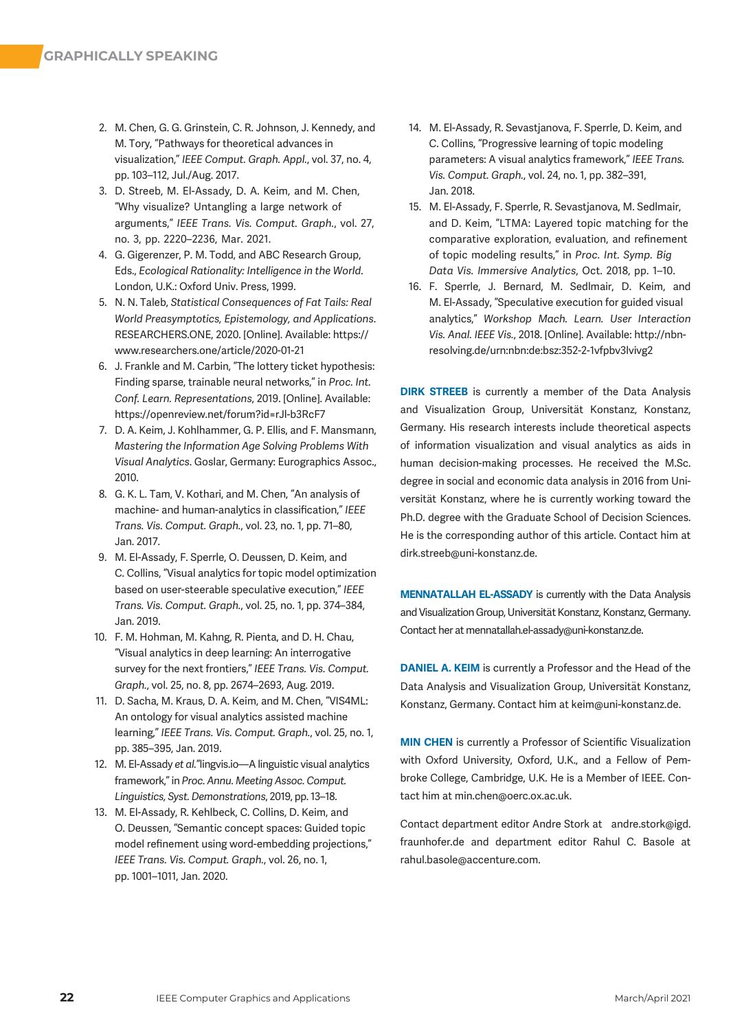2. M. Chen, G. G. Grinstein, C. R. Johnson, J. Kennedy, and M. Tory, "Pathways for theoretical advances in visualization," *IEEE Comput. Graph. Appl.*, vol. 37, no. 4, pp. 103–112, Jul./Aug. 2017.
3. D. Streeb, M. El-Assady, D. A. Keim, and M. Chen, "Why visualize? Untangling a large network of arguments," *IEEE Trans. Vis. Comput. Graph.*, vol. 27, no. 3, pp. 2220–2236, Mar. 2021.
4. G. Gigerenzer, P. M. Todd, and ABC Research Group, Eds., *Ecological Rationality: Intelligence in the World*. London, U.K.: Oxford Univ. Press, 1999.
5. N. N. Taleb, *Statistical Consequences of Fat Tails: Real World Preasymptotics, Epistemology, and Applications*. RESEARCHERS.ONE, 2020. [Online]. Available: https://www.researchers.one/article/2020-01-21
6. J. Frankle and M. Carbin, "The lottery ticket hypothesis: Finding sparse, trainable neural networks," in *Proc. Int. Conf. Learn. Representations*, 2019. [Online]. Available: https://openreview.net/forum?id=rJl-b3RcF7
7. D. A. Keim, J. Kohlhammer, G. P. Ellis, and F. Mansmann, *Mastering the Information Age Solving Problems With Visual Analytics*. Goslar, Germany: Eurographics Assoc., 2010.
8. G. K. L. Tam, V. Kothari, and M. Chen, "An analysis of machine- and human-analytics in classification," *IEEE Trans. Vis. Comput. Graph.*, vol. 23, no. 1, pp. 71–80, Jan. 2017.
9. M. El-Assady, F. Sperrle, O. Deussen, D. Keim, and C. Collins, "Visual analytics for topic model optimization based on user-steerable speculative execution," *IEEE Trans. Vis. Comput. Graph.*, vol. 25, no. 1, pp. 374–384, Jan. 2019.
10. F. M. Hohman, M. Kahng, R. Pienta, and D. H. Chau, "Visual analytics in deep learning: An interrogative survey for the next frontiers," *IEEE Trans. Vis. Comput. Graph.*, vol. 25, no. 8, pp. 2674–2693, Aug. 2019.
11. D. Sacha, M. Kraus, D. A. Keim, and M. Chen, "VIS4ML: An ontology for visual analytics assisted machine learning," *IEEE Trans. Vis. Comput. Graph.*, vol. 25, no. 1, pp. 385–395, Jan. 2019.
12. M. El-Assady *et al.*"lingvis.io—A linguistic visual analytics framework," in *Proc. Annu. Meeting Assoc. Comput. Linguistics, Syst. Demonstrations*, 2019, pp. 13–18.
13. M. El-Assady, R. Kehlbeck, C. Collins, D. Keim, and O. Deussen, "Semantic concept spaces: Guided topic model refinement using word-embedding projections," *IEEE Trans. Vis. Comput. Graph.*, vol. 26, no. 1, pp. 1001–1011, Jan. 2020.
14. M. El-Assady, R. Sevastjanova, F. Sperrle, D. Keim, and C. Collins, "Progressive learning of topic modeling parameters: A visual analytics framework," *IEEE Trans. Vis. Comput. Graph.*, vol. 24, no. 1, pp. 382–391, Jan. 2018.
15. M. El-Assady, F. Sperrle, R. Sevastjanova, M. Sedlmair, and D. Keim, "LTMA: Layered topic matching for the comparative exploration, evaluation, and refinement of topic modeling results," in *Proc. Int. Symp. Big Data Vis. Immersive Analytics*, Oct. 2018, pp. 1–10.
16. F. Sperrle, J. Bernard, M. Sedlmair, D. Keim, and M. El-Assady, "Speculative execution for guided visual analytics," *Workshop Mach. Learn. User Interaction Vis. Anal. IEEE Vis.*, 2018. [Online]. Available: http://nbn-resolving.de/urn:nbn:de:bsz:352-2-1vfpbv3lvivg2

**DIRK STREEB** is currently a member of the Data Analysis and Visualization Group, Universität Konstanz, Konstanz, Germany. His research interests include theoretical aspects of information visualization and visual analytics as aids in human decision-making processes. He received the M.Sc. degree in social and economic data analysis in 2016 from Universität Konstanz, where he is currently working toward the Ph.D. degree with the Graduate School of Decision Sciences. He is the corresponding author of this article. Contact him at dirk.streeb@uni-konstanz.de.

**MENNATALLAH EL-ASSADY** is currently with the Data Analysis and Visualization Group, Universität Konstanz, Konstanz, Germany. Contact her at mennatallah.el-assady@uni-konstanz.de.

**DANIEL A. KEIM** is currently a Professor and the Head of the Data Analysis and Visualization Group, Universität Konstanz, Konstanz, Germany. Contact him at keim@uni-konstanz.de.

**MIN CHEN** is currently a Professor of Scientific Visualization with Oxford University, Oxford, U.K., and a Fellow of Pembroke College, Cambridge, U.K. He is a Member of IEEE. Contact him at min.chen@oerc.ox.ac.uk.

Contact department editor Andre Stork at andre.stork@igd.fraunhofer.de and department editor Rahul C. Basole at rahul.basole@accenture.com.